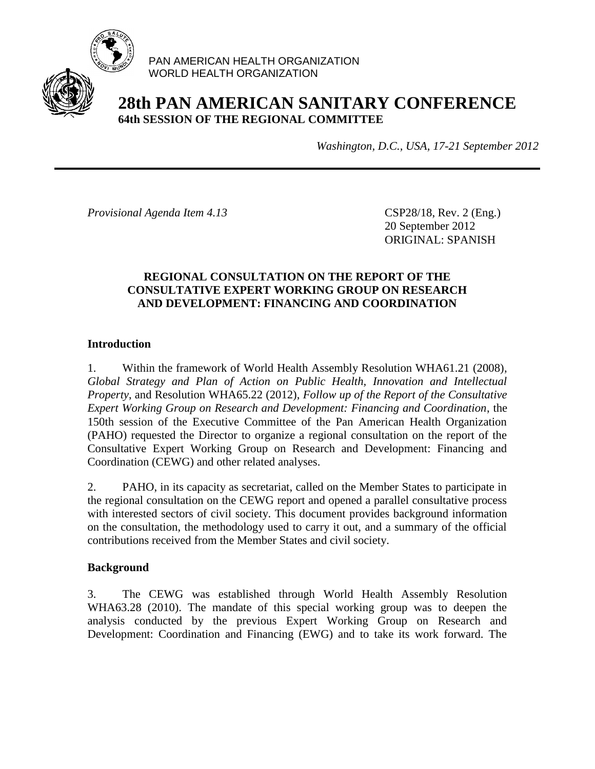PAN AMERICAN HEALTH ORGANIZATION
WORLD HEALTH ORGANIZATION

# 28th PAN AMERICAN SANITARY CONFERENCE

**64th SESSION OF THE REGIONAL COMMITTEE**

*Washington, D.C., USA, 17-21 September 2012*

---

*Provisional Agenda Item 4.13*

CSP28/18, Rev. 2 (Eng.)
20 September 2012
ORIGINAL: SPANISH

## REGIONAL CONSULTATION ON THE REPORT OF THE CONSULTATIVE EXPERT WORKING GROUP ON RESEARCH AND DEVELOPMENT: FINANCING AND COORDINATION

### Introduction

1. Within the framework of World Health Assembly Resolution WHA61.21 (2008), *Global Strategy and Plan of Action on Public Health, Innovation and Intellectual Property*, and Resolution WHA65.22 (2012), *Follow up of the Report of the Consultative Expert Working Group on Research and Development: Financing and Coordination*, the 150th session of the Executive Committee of the Pan American Health Organization (PAHO) requested the Director to organize a regional consultation on the report of the Consultative Expert Working Group on Research and Development: Financing and Coordination (CEWG) and other related analyses.

2. PAHO, in its capacity as secretariat, called on the Member States to participate in the regional consultation on the CEWG report and opened a parallel consultative process with interested sectors of civil society. This document provides background information on the consultation, the methodology used to carry it out, and a summary of the official contributions received from the Member States and civil society.

### Background

3. The CEWG was established through World Health Assembly Resolution WHA63.28 (2010). The mandate of this special working group was to deepen the analysis conducted by the previous Expert Working Group on Research and Development: Coordination and Financing (EWG) and to take its work forward. The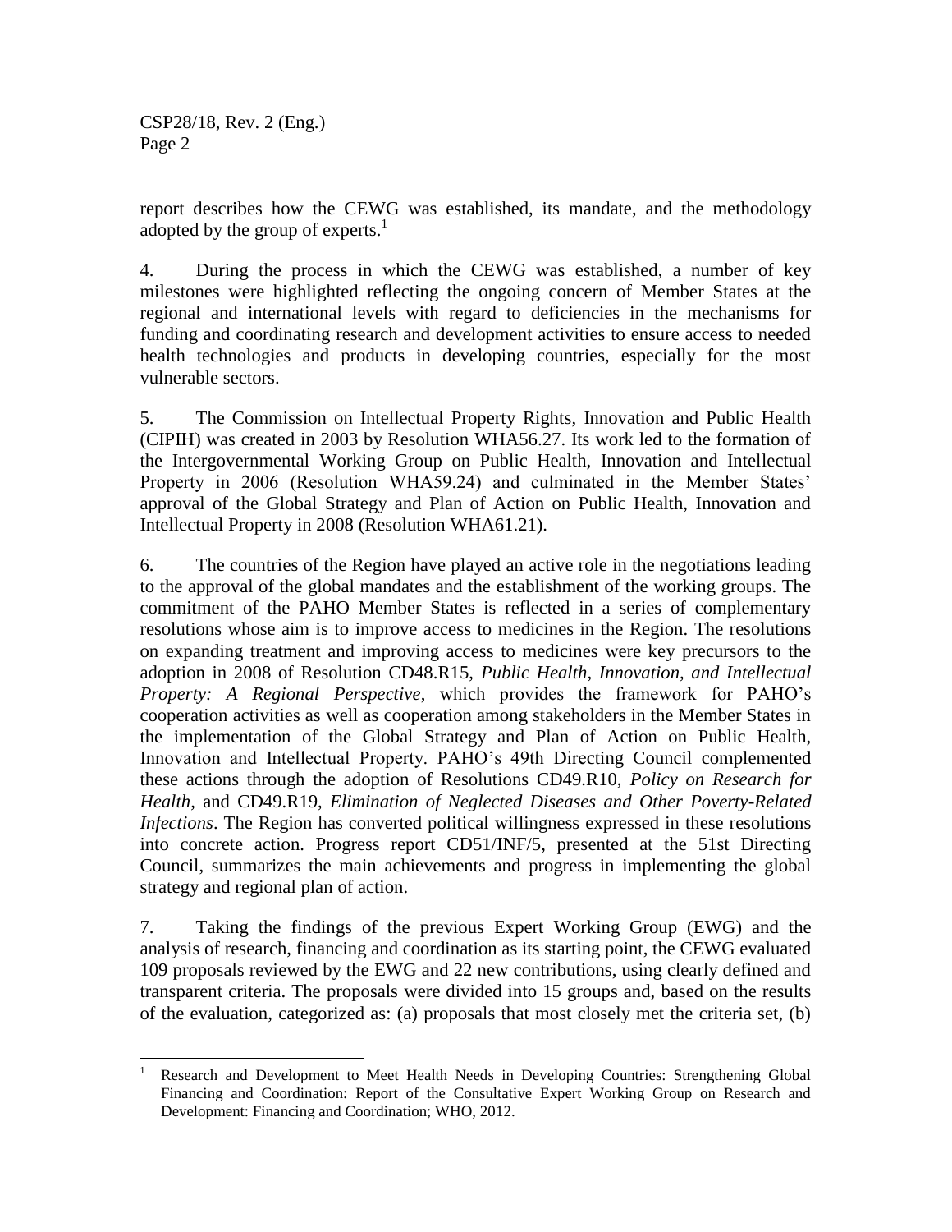report describes how the CEWG was established, its mandate, and the methodology adopted by the group of experts.[1]

4. During the process in which the CEWG was established, a number of key milestones were highlighted reflecting the ongoing concern of Member States at the regional and international levels with regard to deficiencies in the mechanisms for funding and coordinating research and development activities to ensure access to needed health technologies and products in developing countries, especially for the most vulnerable sectors.

5. The Commission on Intellectual Property Rights, Innovation and Public Health (CIPIH) was created in 2003 by Resolution WHA56.27. Its work led to the formation of the Intergovernmental Working Group on Public Health, Innovation and Intellectual Property in 2006 (Resolution WHA59.24) and culminated in the Member States' approval of the Global Strategy and Plan of Action on Public Health, Innovation and Intellectual Property in 2008 (Resolution WHA61.21).

6. The countries of the Region have played an active role in the negotiations leading to the approval of the global mandates and the establishment of the working groups. The commitment of the PAHO Member States is reflected in a series of complementary resolutions whose aim is to improve access to medicines in the Region. The resolutions on expanding treatment and improving access to medicines were key precursors to the adoption in 2008 of Resolution CD48.R15, *Public Health, Innovation, and Intellectual Property: A Regional Perspective*, which provides the framework for PAHO's cooperation activities as well as cooperation among stakeholders in the Member States in the implementation of the Global Strategy and Plan of Action on Public Health, Innovation and Intellectual Property. PAHO's 49th Directing Council complemented these actions through the adoption of Resolutions CD49.R10, *Policy on Research for Health*, and CD49.R19, *Elimination of Neglected Diseases and Other Poverty-Related Infections*. The Region has converted political willingness expressed in these resolutions into concrete action. Progress report CD51/INF/5, presented at the 51st Directing Council, summarizes the main achievements and progress in implementing the global strategy and regional plan of action.

7. Taking the findings of the previous Expert Working Group (EWG) and the analysis of research, financing and coordination as its starting point, the CEWG evaluated 109 proposals reviewed by the EWG and 22 new contributions, using clearly defined and transparent criteria. The proposals were divided into 15 groups and, based on the results of the evaluation, categorized as: (a) proposals that most closely met the criteria set, (b)

---

[1] Research and Development to Meet Health Needs in Developing Countries: Strengthening Global Financing and Coordination: Report of the Consultative Expert Working Group on Research and Development: Financing and Coordination; WHO, 2012.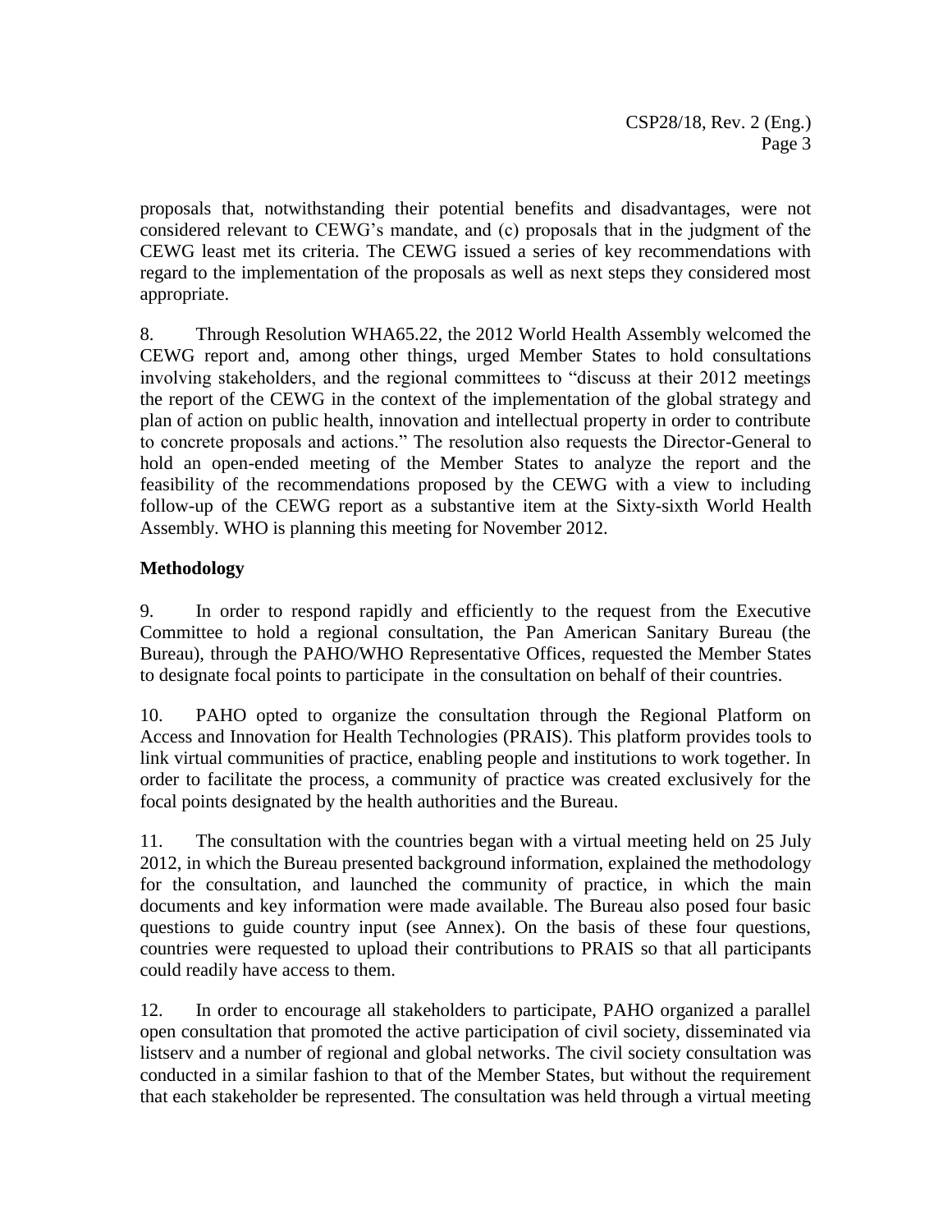proposals that, notwithstanding their potential benefits and disadvantages, were not considered relevant to CEWG's mandate, and (c) proposals that in the judgment of the CEWG least met its criteria. The CEWG issued a series of key recommendations with regard to the implementation of the proposals as well as next steps they considered most appropriate.

8. Through Resolution WHA65.22, the 2012 World Health Assembly welcomed the CEWG report and, among other things, urged Member States to hold consultations involving stakeholders, and the regional committees to "discuss at their 2012 meetings the report of the CEWG in the context of the implementation of the global strategy and plan of action on public health, innovation and intellectual property in order to contribute to concrete proposals and actions." The resolution also requests the Director-General to hold an open-ended meeting of the Member States to analyze the report and the feasibility of the recommendations proposed by the CEWG with a view to including follow-up of the CEWG report as a substantive item at the Sixty-sixth World Health Assembly. WHO is planning this meeting for November 2012.

## Methodology

9. In order to respond rapidly and efficiently to the request from the Executive Committee to hold a regional consultation, the Pan American Sanitary Bureau (the Bureau), through the PAHO/WHO Representative Offices, requested the Member States to designate focal points to participate in the consultation on behalf of their countries.

10. PAHO opted to organize the consultation through the Regional Platform on Access and Innovation for Health Technologies (PRAIS). This platform provides tools to link virtual communities of practice, enabling people and institutions to work together. In order to facilitate the process, a community of practice was created exclusively for the focal points designated by the health authorities and the Bureau.

11. The consultation with the countries began with a virtual meeting held on 25 July 2012, in which the Bureau presented background information, explained the methodology for the consultation, and launched the community of practice, in which the main documents and key information were made available. The Bureau also posed four basic questions to guide country input (see Annex). On the basis of these four questions, countries were requested to upload their contributions to PRAIS so that all participants could readily have access to them.

12. In order to encourage all stakeholders to participate, PAHO organized a parallel open consultation that promoted the active participation of civil society, disseminated via listserv and a number of regional and global networks. The civil society consultation was conducted in a similar fashion to that of the Member States, but without the requirement that each stakeholder be represented. The consultation was held through a virtual meeting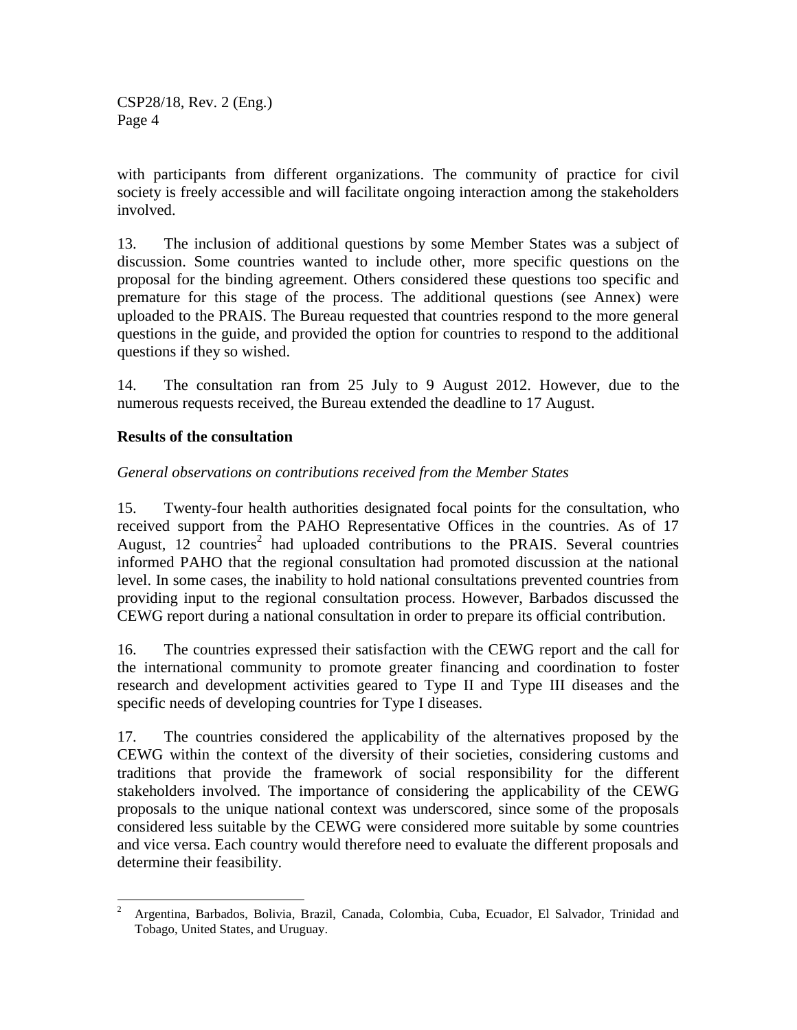with participants from different organizations. The community of practice for civil society is freely accessible and will facilitate ongoing interaction among the stakeholders involved.

13. The inclusion of additional questions by some Member States was a subject of discussion. Some countries wanted to include other, more specific questions on the proposal for the binding agreement. Others considered these questions too specific and premature for this stage of the process. The additional questions (see Annex) were uploaded to the PRAIS. The Bureau requested that countries respond to the more general questions in the guide, and provided the option for countries to respond to the additional questions if they so wished.

14. The consultation ran from 25 July to 9 August 2012. However, due to the numerous requests received, the Bureau extended the deadline to 17 August.

**Results of the consultation**

*General observations on contributions received from the Member States*

15. Twenty-four health authorities designated focal points for the consultation, who received support from the PAHO Representative Offices in the countries. As of 17 August, 12 countries[2] had uploaded contributions to the PRAIS. Several countries informed PAHO that the regional consultation had promoted discussion at the national level. In some cases, the inability to hold national consultations prevented countries from providing input to the regional consultation process. However, Barbados discussed the CEWG report during a national consultation in order to prepare its official contribution.

16. The countries expressed their satisfaction with the CEWG report and the call for the international community to promote greater financing and coordination to foster research and development activities geared to Type II and Type III diseases and the specific needs of developing countries for Type I diseases.

17. The countries considered the applicability of the alternatives proposed by the CEWG within the context of the diversity of their societies, considering customs and traditions that provide the framework of social responsibility for the different stakeholders involved. The importance of considering the applicability of the CEWG proposals to the unique national context was underscored, since some of the proposals considered less suitable by the CEWG were considered more suitable by some countries and vice versa. Each country would therefore need to evaluate the different proposals and determine their feasibility.

---

[2] Argentina, Barbados, Bolivia, Brazil, Canada, Colombia, Cuba, Ecuador, El Salvador, Trinidad and Tobago, United States, and Uruguay.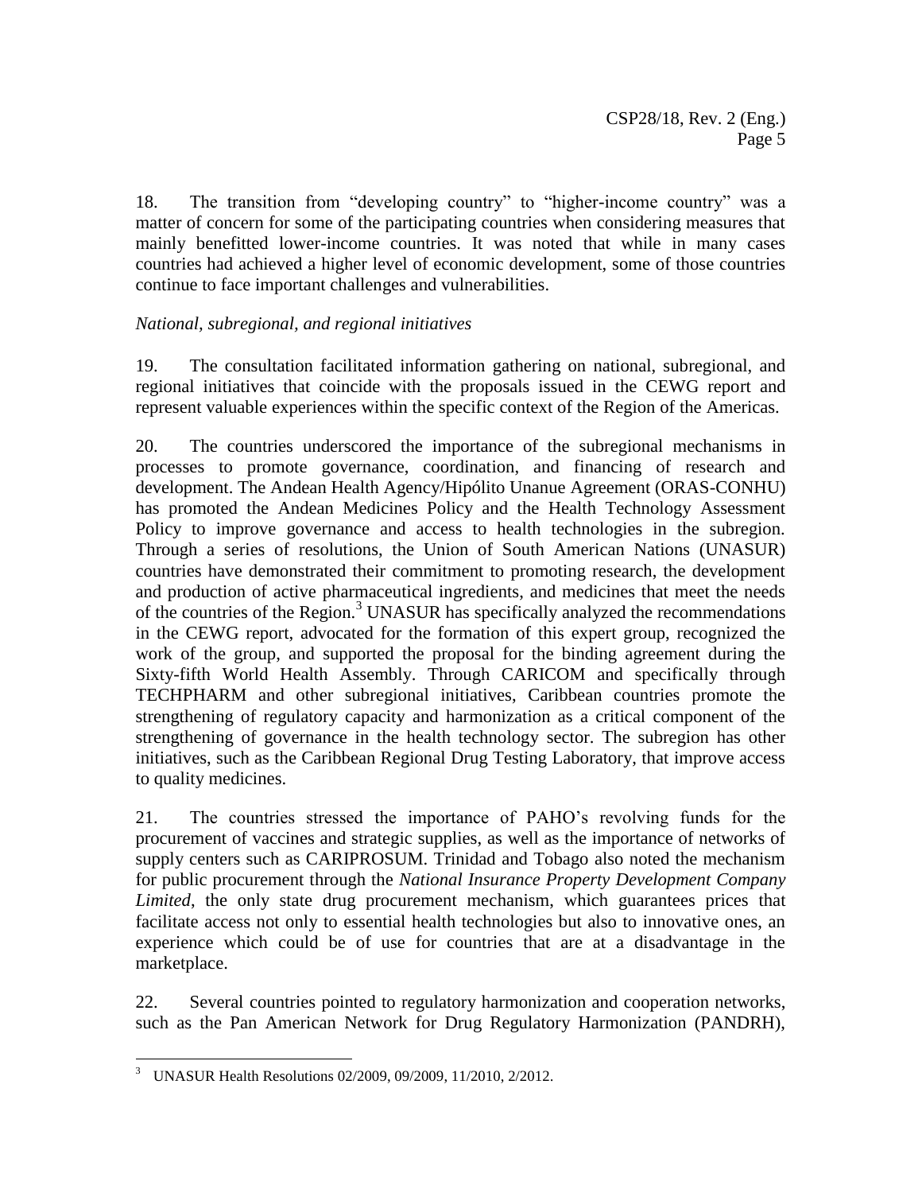18. The transition from "developing country" to "higher-income country" was a matter of concern for some of the participating countries when considering measures that mainly benefitted lower-income countries. It was noted that while in many cases countries had achieved a higher level of economic development, some of those countries continue to face important challenges and vulnerabilities.

*National, subregional, and regional initiatives*

19. The consultation facilitated information gathering on national, subregional, and regional initiatives that coincide with the proposals issued in the CEWG report and represent valuable experiences within the specific context of the Region of the Americas.

20. The countries underscored the importance of the subregional mechanisms in processes to promote governance, coordination, and financing of research and development. The Andean Health Agency/Hipólito Unanue Agreement (ORAS-CONHU) has promoted the Andean Medicines Policy and the Health Technology Assessment Policy to improve governance and access to health technologies in the subregion. Through a series of resolutions, the Union of South American Nations (UNASUR) countries have demonstrated their commitment to promoting research, the development and production of active pharmaceutical ingredients, and medicines that meet the needs of the countries of the Region.[3] UNASUR has specifically analyzed the recommendations in the CEWG report, advocated for the formation of this expert group, recognized the work of the group, and supported the proposal for the binding agreement during the Sixty-fifth World Health Assembly. Through CARICOM and specifically through TECHPHARM and other subregional initiatives, Caribbean countries promote the strengthening of regulatory capacity and harmonization as a critical component of the strengthening of governance in the health technology sector. The subregion has other initiatives, such as the Caribbean Regional Drug Testing Laboratory, that improve access to quality medicines.

21. The countries stressed the importance of PAHO's revolving funds for the procurement of vaccines and strategic supplies, as well as the importance of networks of supply centers such as CARIPROSUM. Trinidad and Tobago also noted the mechanism for public procurement through the *National Insurance Property Development Company Limited*, the only state drug procurement mechanism, which guarantees prices that facilitate access not only to essential health technologies but also to innovative ones, an experience which could be of use for countries that are at a disadvantage in the marketplace.

22. Several countries pointed to regulatory harmonization and cooperation networks, such as the Pan American Network for Drug Regulatory Harmonization (PANDRH),

---

[3] UNASUR Health Resolutions 02/2009, 09/2009, 11/2010, 2/2012.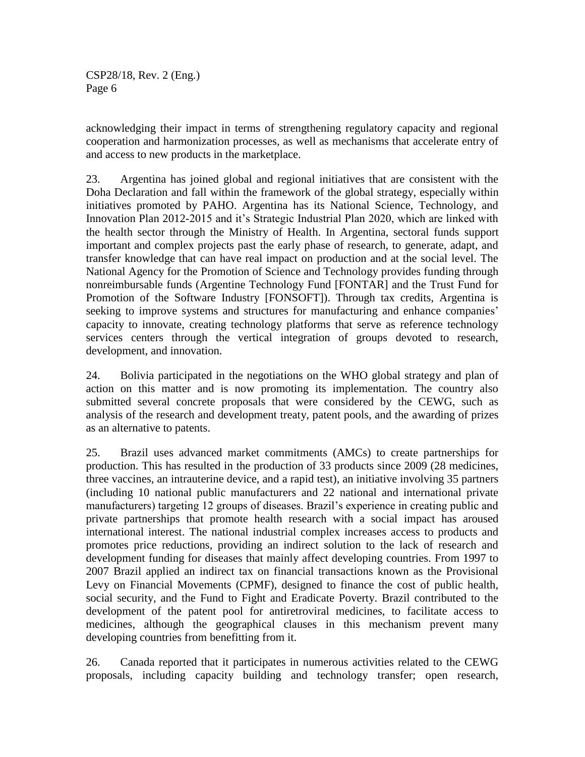acknowledging their impact in terms of strengthening regulatory capacity and regional cooperation and harmonization processes, as well as mechanisms that accelerate entry of and access to new products in the marketplace.

23. Argentina has joined global and regional initiatives that are consistent with the Doha Declaration and fall within the framework of the global strategy, especially within initiatives promoted by PAHO. Argentina has its National Science, Technology, and Innovation Plan 2012-2015 and it's Strategic Industrial Plan 2020, which are linked with the health sector through the Ministry of Health. In Argentina, sectoral funds support important and complex projects past the early phase of research, to generate, adapt, and transfer knowledge that can have real impact on production and at the social level. The National Agency for the Promotion of Science and Technology provides funding through nonreimbursable funds (Argentine Technology Fund [FONTAR] and the Trust Fund for Promotion of the Software Industry [FONSOFT]). Through tax credits, Argentina is seeking to improve systems and structures for manufacturing and enhance companies' capacity to innovate, creating technology platforms that serve as reference technology services centers through the vertical integration of groups devoted to research, development, and innovation.

24. Bolivia participated in the negotiations on the WHO global strategy and plan of action on this matter and is now promoting its implementation. The country also submitted several concrete proposals that were considered by the CEWG, such as analysis of the research and development treaty, patent pools, and the awarding of prizes as an alternative to patents.

25. Brazil uses advanced market commitments (AMCs) to create partnerships for production. This has resulted in the production of 33 products since 2009 (28 medicines, three vaccines, an intrauterine device, and a rapid test), an initiative involving 35 partners (including 10 national public manufacturers and 22 national and international private manufacturers) targeting 12 groups of diseases. Brazil's experience in creating public and private partnerships that promote health research with a social impact has aroused international interest. The national industrial complex increases access to products and promotes price reductions, providing an indirect solution to the lack of research and development funding for diseases that mainly affect developing countries. From 1997 to 2007 Brazil applied an indirect tax on financial transactions known as the Provisional Levy on Financial Movements (CPMF), designed to finance the cost of public health, social security, and the Fund to Fight and Eradicate Poverty. Brazil contributed to the development of the patent pool for antiretroviral medicines, to facilitate access to medicines, although the geographical clauses in this mechanism prevent many developing countries from benefitting from it.

26. Canada reported that it participates in numerous activities related to the CEWG proposals, including capacity building and technology transfer; open research,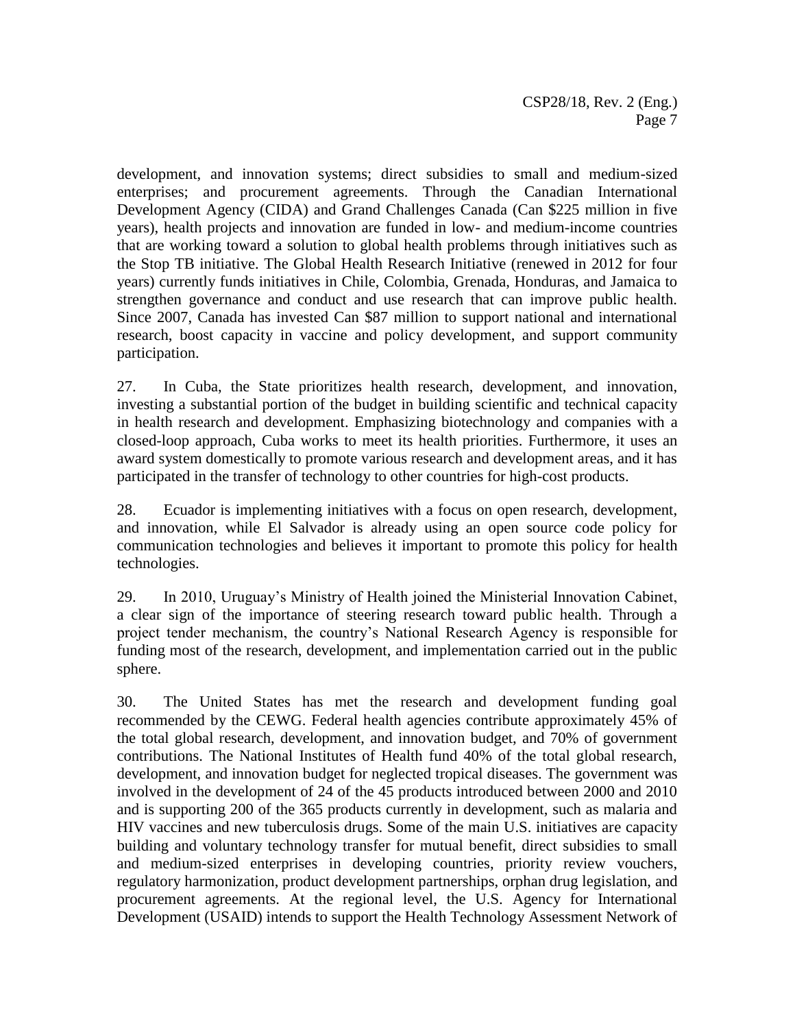development, and innovation systems; direct subsidies to small and medium-sized enterprises; and procurement agreements. Through the Canadian International Development Agency (CIDA) and Grand Challenges Canada (Can $225 million in five years), health projects and innovation are funded in low- and medium-income countries that are working toward a solution to global health problems through initiatives such as the Stop TB initiative. The Global Health Research Initiative (renewed in 2012 for four years) currently funds initiatives in Chile, Colombia, Grenada, Honduras, and Jamaica to strengthen governance and conduct and use research that can improve public health. Since 2007, Canada has invested Can $87 million to support national and international research, boost capacity in vaccine and policy development, and support community participation.

27. In Cuba, the State prioritizes health research, development, and innovation, investing a substantial portion of the budget in building scientific and technical capacity in health research and development. Emphasizing biotechnology and companies with a closed-loop approach, Cuba works to meet its health priorities. Furthermore, it uses an award system domestically to promote various research and development areas, and it has participated in the transfer of technology to other countries for high-cost products.

28. Ecuador is implementing initiatives with a focus on open research, development, and innovation, while El Salvador is already using an open source code policy for communication technologies and believes it important to promote this policy for health technologies.

29. In 2010, Uruguay's Ministry of Health joined the Ministerial Innovation Cabinet, a clear sign of the importance of steering research toward public health. Through a project tender mechanism, the country's National Research Agency is responsible for funding most of the research, development, and implementation carried out in the public sphere.

30. The United States has met the research and development funding goal recommended by the CEWG. Federal health agencies contribute approximately 45% of the total global research, development, and innovation budget, and 70% of government contributions. The National Institutes of Health fund 40% of the total global research, development, and innovation budget for neglected tropical diseases. The government was involved in the development of 24 of the 45 products introduced between 2000 and 2010 and is supporting 200 of the 365 products currently in development, such as malaria and HIV vaccines and new tuberculosis drugs. Some of the main U.S. initiatives are capacity building and voluntary technology transfer for mutual benefit, direct subsidies to small and medium-sized enterprises in developing countries, priority review vouchers, regulatory harmonization, product development partnerships, orphan drug legislation, and procurement agreements. At the regional level, the U.S. Agency for International Development (USAID) intends to support the Health Technology Assessment Network of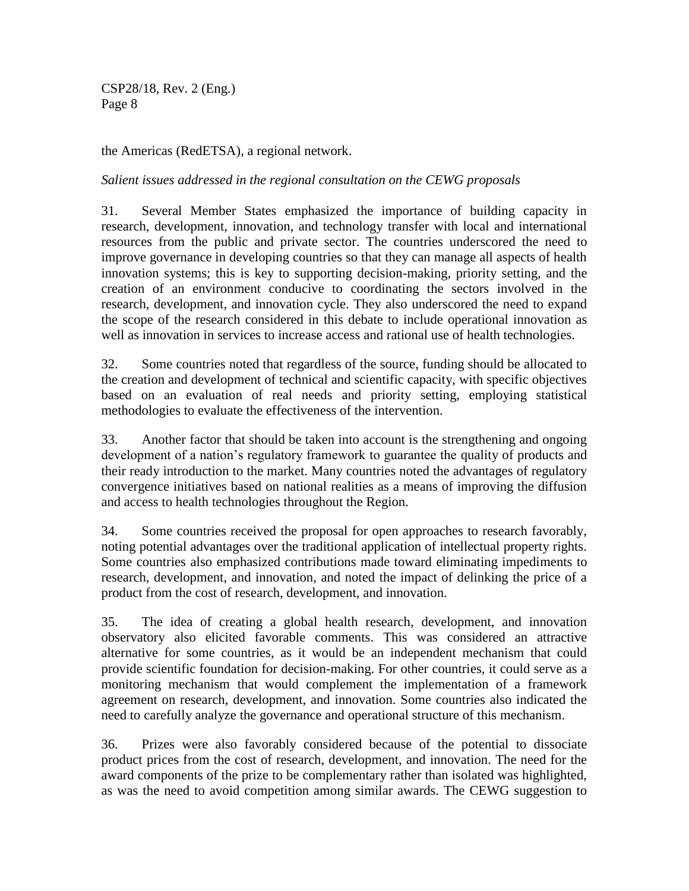the Americas (RedETSA), a regional network.

*Salient issues addressed in the regional consultation on the CEWG proposals*

31. Several Member States emphasized the importance of building capacity in research, development, innovation, and technology transfer with local and international resources from the public and private sector. The countries underscored the need to improve governance in developing countries so that they can manage all aspects of health innovation systems; this is key to supporting decision-making, priority setting, and the creation of an environment conducive to coordinating the sectors involved in the research, development, and innovation cycle. They also underscored the need to expand the scope of the research considered in this debate to include operational innovation as well as innovation in services to increase access and rational use of health technologies.

32. Some countries noted that regardless of the source, funding should be allocated to the creation and development of technical and scientific capacity, with specific objectives based on an evaluation of real needs and priority setting, employing statistical methodologies to evaluate the effectiveness of the intervention.

33. Another factor that should be taken into account is the strengthening and ongoing development of a nation's regulatory framework to guarantee the quality of products and their ready introduction to the market. Many countries noted the advantages of regulatory convergence initiatives based on national realities as a means of improving the diffusion and access to health technologies throughout the Region.

34. Some countries received the proposal for open approaches to research favorably, noting potential advantages over the traditional application of intellectual property rights. Some countries also emphasized contributions made toward eliminating impediments to research, development, and innovation, and noted the impact of delinking the price of a product from the cost of research, development, and innovation.

35. The idea of creating a global health research, development, and innovation observatory also elicited favorable comments. This was considered an attractive alternative for some countries, as it would be an independent mechanism that could provide scientific foundation for decision-making. For other countries, it could serve as a monitoring mechanism that would complement the implementation of a framework agreement on research, development, and innovation. Some countries also indicated the need to carefully analyze the governance and operational structure of this mechanism.

36. Prizes were also favorably considered because of the potential to dissociate product prices from the cost of research, development, and innovation. The need for the award components of the prize to be complementary rather than isolated was highlighted, as was the need to avoid competition among similar awards. The CEWG suggestion to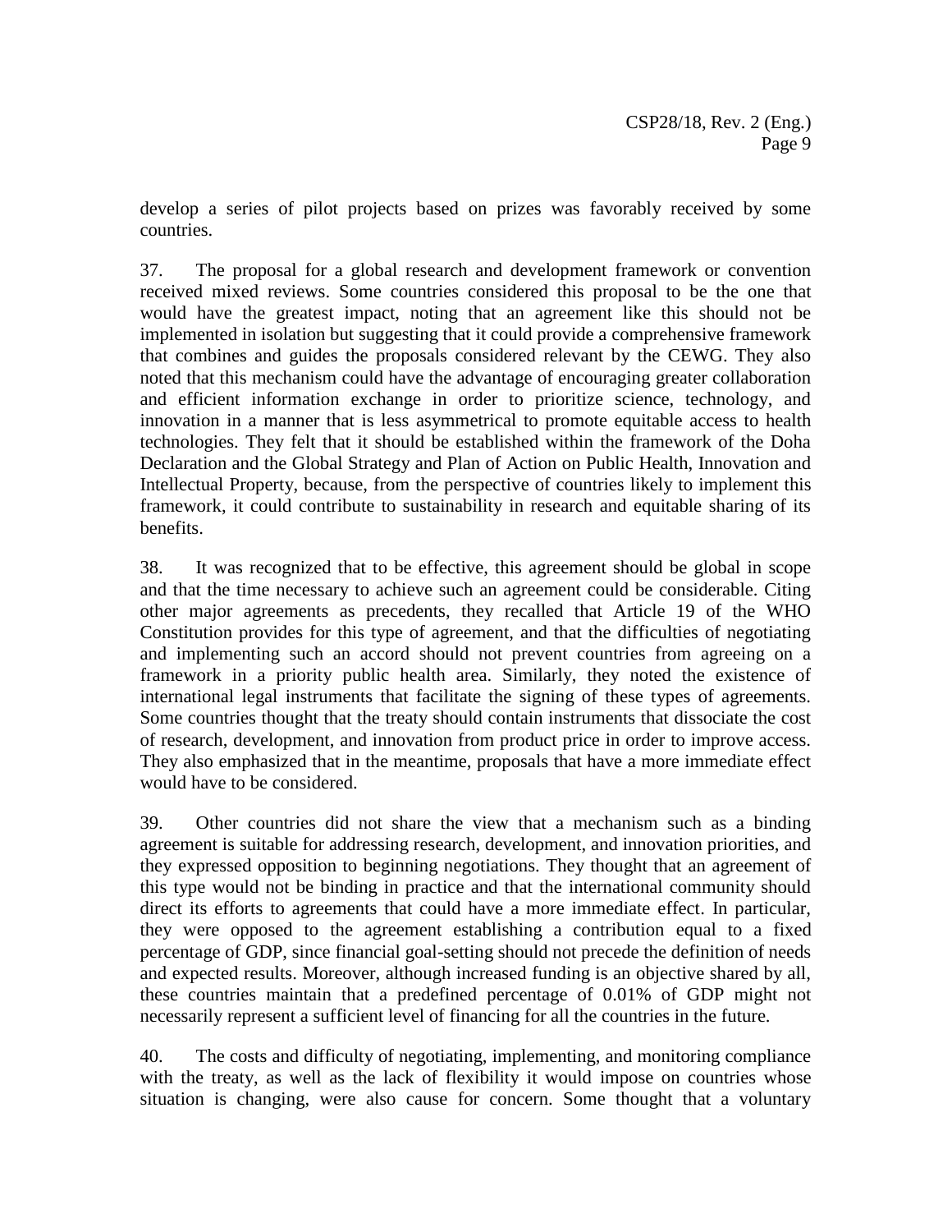develop a series of pilot projects based on prizes was favorably received by some countries.

37. The proposal for a global research and development framework or convention received mixed reviews. Some countries considered this proposal to be the one that would have the greatest impact, noting that an agreement like this should not be implemented in isolation but suggesting that it could provide a comprehensive framework that combines and guides the proposals considered relevant by the CEWG. They also noted that this mechanism could have the advantage of encouraging greater collaboration and efficient information exchange in order to prioritize science, technology, and innovation in a manner that is less asymmetrical to promote equitable access to health technologies. They felt that it should be established within the framework of the Doha Declaration and the Global Strategy and Plan of Action on Public Health, Innovation and Intellectual Property, because, from the perspective of countries likely to implement this framework, it could contribute to sustainability in research and equitable sharing of its benefits.

38. It was recognized that to be effective, this agreement should be global in scope and that the time necessary to achieve such an agreement could be considerable. Citing other major agreements as precedents, they recalled that Article 19 of the WHO Constitution provides for this type of agreement, and that the difficulties of negotiating and implementing such an accord should not prevent countries from agreeing on a framework in a priority public health area. Similarly, they noted the existence of international legal instruments that facilitate the signing of these types of agreements. Some countries thought that the treaty should contain instruments that dissociate the cost of research, development, and innovation from product price in order to improve access. They also emphasized that in the meantime, proposals that have a more immediate effect would have to be considered.

39. Other countries did not share the view that a mechanism such as a binding agreement is suitable for addressing research, development, and innovation priorities, and they expressed opposition to beginning negotiations. They thought that an agreement of this type would not be binding in practice and that the international community should direct its efforts to agreements that could have a more immediate effect. In particular, they were opposed to the agreement establishing a contribution equal to a fixed percentage of GDP, since financial goal-setting should not precede the definition of needs and expected results. Moreover, although increased funding is an objective shared by all, these countries maintain that a predefined percentage of 0.01% of GDP might not necessarily represent a sufficient level of financing for all the countries in the future.

40. The costs and difficulty of negotiating, implementing, and monitoring compliance with the treaty, as well as the lack of flexibility it would impose on countries whose situation is changing, were also cause for concern. Some thought that a voluntary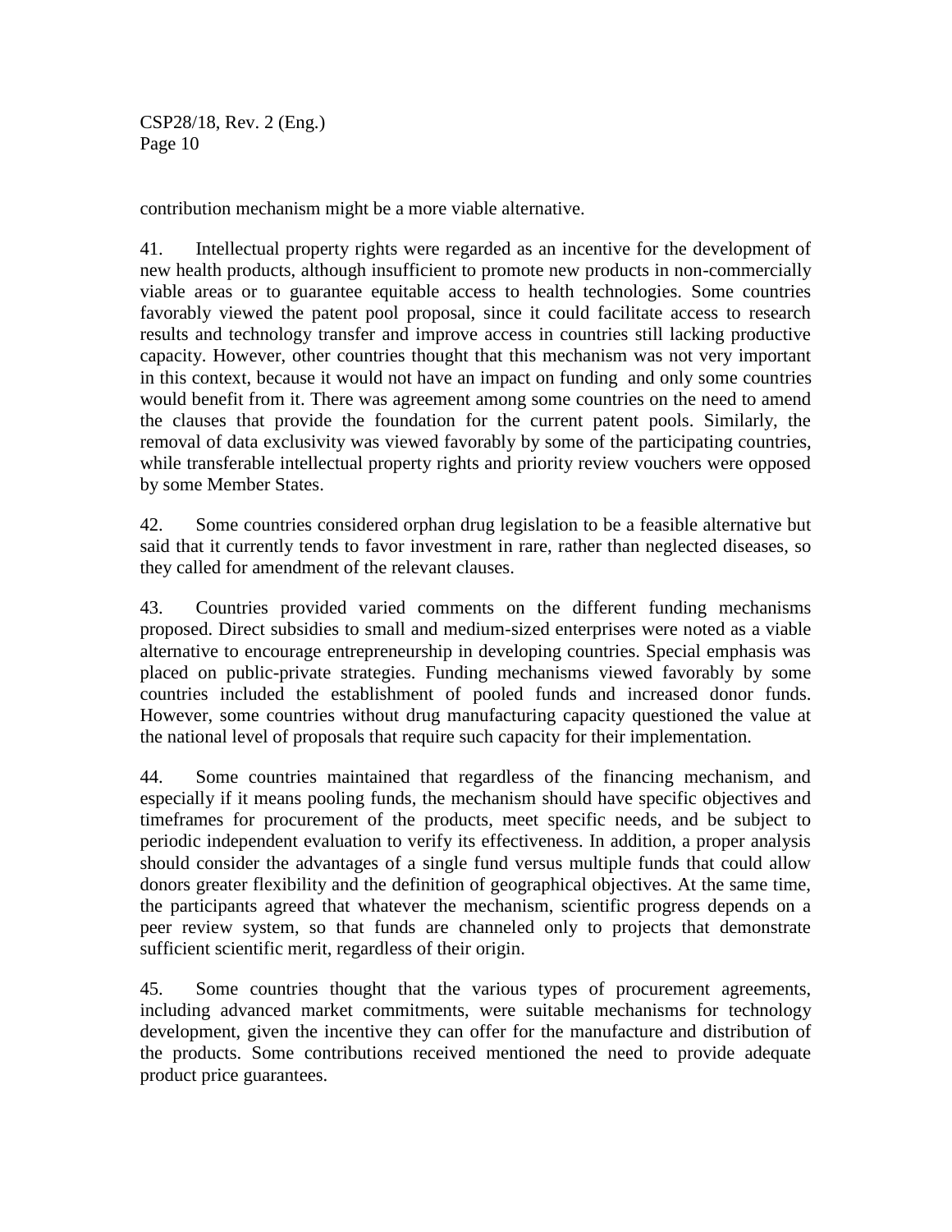contribution mechanism might be a more viable alternative.

41. Intellectual property rights were regarded as an incentive for the development of new health products, although insufficient to promote new products in non-commercially viable areas or to guarantee equitable access to health technologies. Some countries favorably viewed the patent pool proposal, since it could facilitate access to research results and technology transfer and improve access in countries still lacking productive capacity. However, other countries thought that this mechanism was not very important in this context, because it would not have an impact on funding and only some countries would benefit from it. There was agreement among some countries on the need to amend the clauses that provide the foundation for the current patent pools. Similarly, the removal of data exclusivity was viewed favorably by some of the participating countries, while transferable intellectual property rights and priority review vouchers were opposed by some Member States.

42. Some countries considered orphan drug legislation to be a feasible alternative but said that it currently tends to favor investment in rare, rather than neglected diseases, so they called for amendment of the relevant clauses.

43. Countries provided varied comments on the different funding mechanisms proposed. Direct subsidies to small and medium-sized enterprises were noted as a viable alternative to encourage entrepreneurship in developing countries. Special emphasis was placed on public-private strategies. Funding mechanisms viewed favorably by some countries included the establishment of pooled funds and increased donor funds. However, some countries without drug manufacturing capacity questioned the value at the national level of proposals that require such capacity for their implementation.

44. Some countries maintained that regardless of the financing mechanism, and especially if it means pooling funds, the mechanism should have specific objectives and timeframes for procurement of the products, meet specific needs, and be subject to periodic independent evaluation to verify its effectiveness. In addition, a proper analysis should consider the advantages of a single fund versus multiple funds that could allow donors greater flexibility and the definition of geographical objectives. At the same time, the participants agreed that whatever the mechanism, scientific progress depends on a peer review system, so that funds are channeled only to projects that demonstrate sufficient scientific merit, regardless of their origin.

45. Some countries thought that the various types of procurement agreements, including advanced market commitments, were suitable mechanisms for technology development, given the incentive they can offer for the manufacture and distribution of the products. Some contributions received mentioned the need to provide adequate product price guarantees.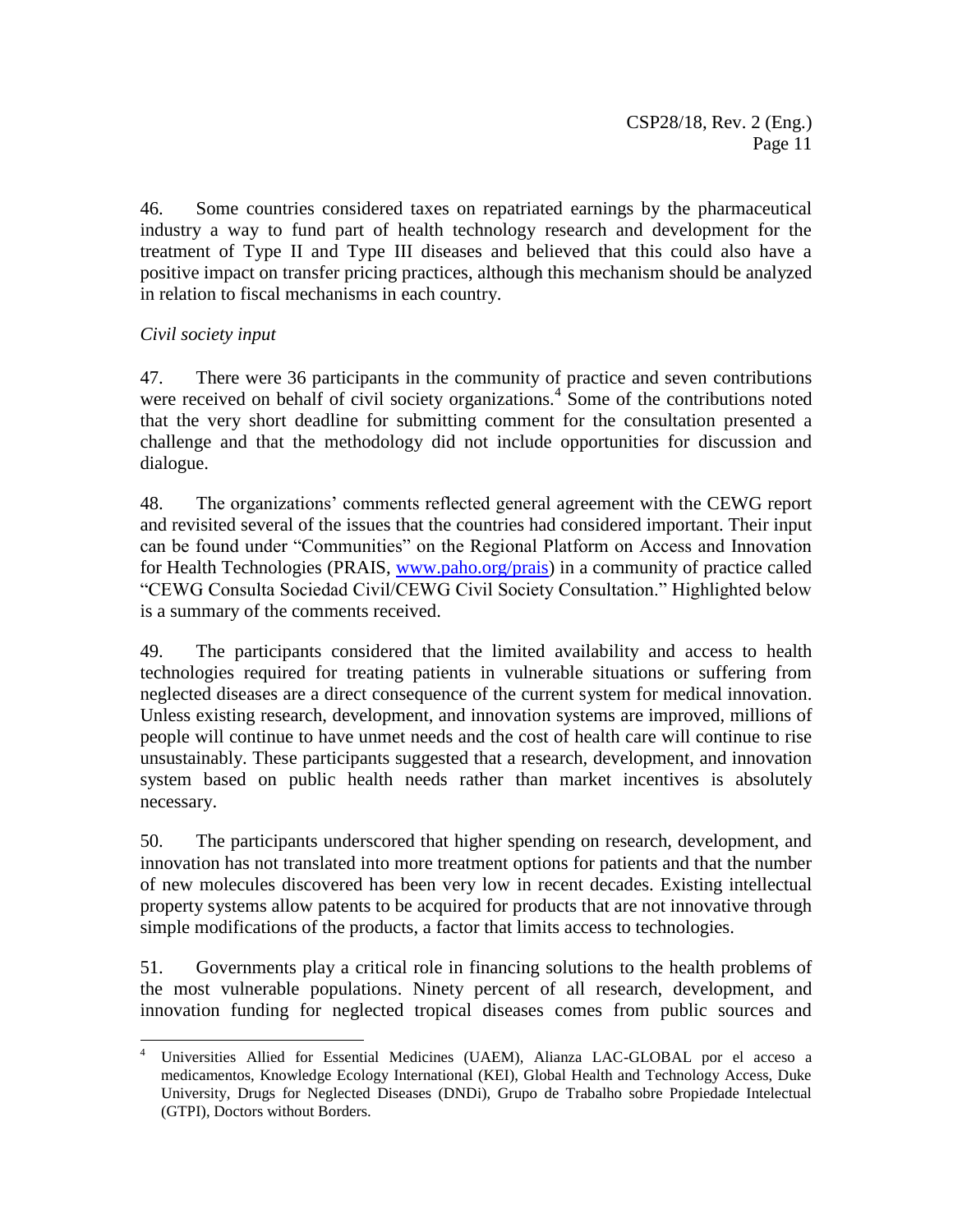46. Some countries considered taxes on repatriated earnings by the pharmaceutical industry a way to fund part of health technology research and development for the treatment of Type II and Type III diseases and believed that this could also have a positive impact on transfer pricing practices, although this mechanism should be analyzed in relation to fiscal mechanisms in each country.

*Civil society input*

47. There were 36 participants in the community of practice and seven contributions were received on behalf of civil society organizations.[4] Some of the contributions noted that the very short deadline for submitting comment for the consultation presented a challenge and that the methodology did not include opportunities for discussion and dialogue.

48. The organizations' comments reflected general agreement with the CEWG report and revisited several of the issues that the countries had considered important. Their input can be found under "Communities" on the Regional Platform on Access and Innovation for Health Technologies (PRAIS, www.paho.org/prais) in a community of practice called "CEWG Consulta Sociedad Civil/CEWG Civil Society Consultation." Highlighted below is a summary of the comments received.

49. The participants considered that the limited availability and access to health technologies required for treating patients in vulnerable situations or suffering from neglected diseases are a direct consequence of the current system for medical innovation. Unless existing research, development, and innovation systems are improved, millions of people will continue to have unmet needs and the cost of health care will continue to rise unsustainably. These participants suggested that a research, development, and innovation system based on public health needs rather than market incentives is absolutely necessary.

50. The participants underscored that higher spending on research, development, and innovation has not translated into more treatment options for patients and that the number of new molecules discovered has been very low in recent decades. Existing intellectual property systems allow patents to be acquired for products that are not innovative through simple modifications of the products, a factor that limits access to technologies.

51. Governments play a critical role in financing solutions to the health problems of the most vulnerable populations. Ninety percent of all research, development, and innovation funding for neglected tropical diseases comes from public sources and

---

[4] Universities Allied for Essential Medicines (UAEM), Alianza LAC-GLOBAL por el acceso a medicamentos, Knowledge Ecology International (KEI), Global Health and Technology Access, Duke University, Drugs for Neglected Diseases (DNDi), Grupo de Trabalho sobre Propiedade Intelectual (GTPI), Doctors without Borders.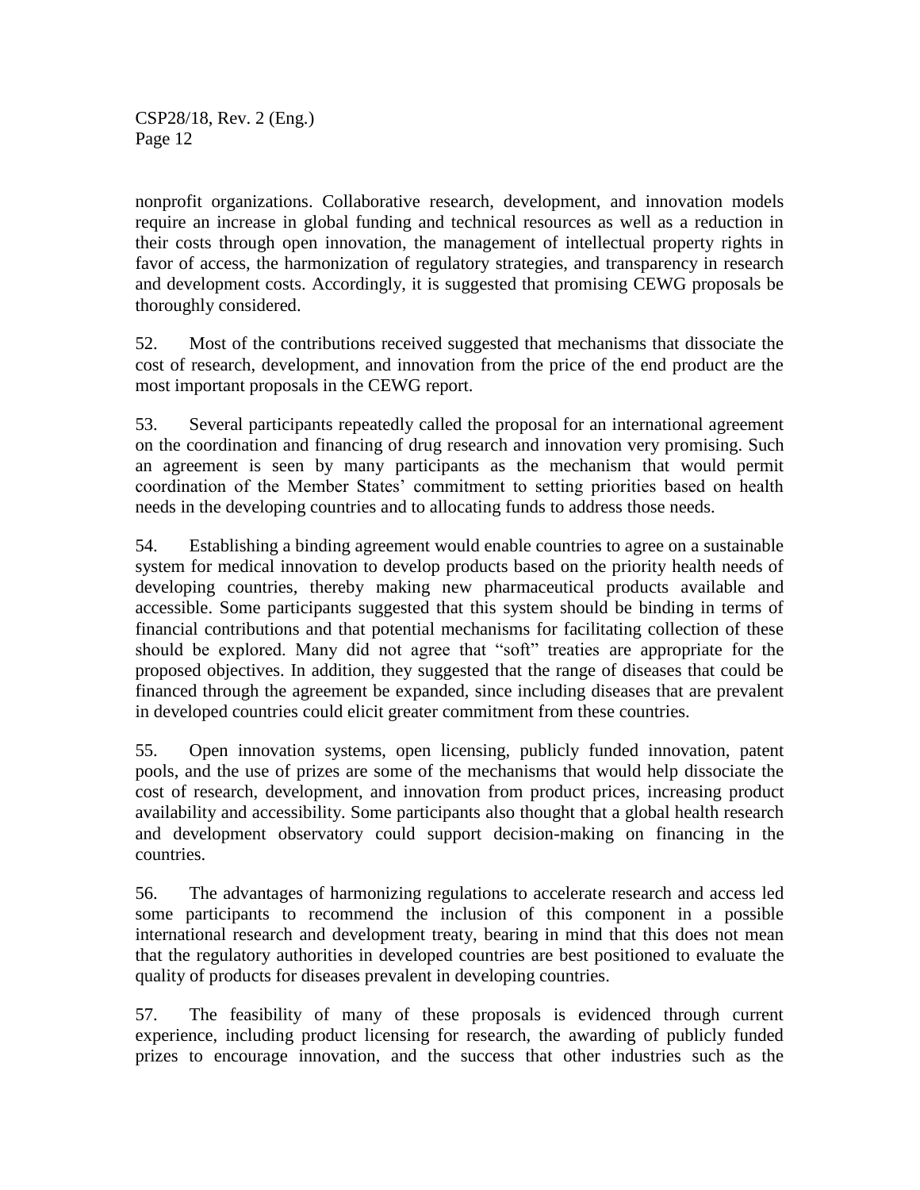nonprofit organizations. Collaborative research, development, and innovation models require an increase in global funding and technical resources as well as a reduction in their costs through open innovation, the management of intellectual property rights in favor of access, the harmonization of regulatory strategies, and transparency in research and development costs. Accordingly, it is suggested that promising CEWG proposals be thoroughly considered.

52. Most of the contributions received suggested that mechanisms that dissociate the cost of research, development, and innovation from the price of the end product are the most important proposals in the CEWG report.

53. Several participants repeatedly called the proposal for an international agreement on the coordination and financing of drug research and innovation very promising. Such an agreement is seen by many participants as the mechanism that would permit coordination of the Member States' commitment to setting priorities based on health needs in the developing countries and to allocating funds to address those needs.

54. Establishing a binding agreement would enable countries to agree on a sustainable system for medical innovation to develop products based on the priority health needs of developing countries, thereby making new pharmaceutical products available and accessible. Some participants suggested that this system should be binding in terms of financial contributions and that potential mechanisms for facilitating collection of these should be explored. Many did not agree that "soft" treaties are appropriate for the proposed objectives. In addition, they suggested that the range of diseases that could be financed through the agreement be expanded, since including diseases that are prevalent in developed countries could elicit greater commitment from these countries.

55. Open innovation systems, open licensing, publicly funded innovation, patent pools, and the use of prizes are some of the mechanisms that would help dissociate the cost of research, development, and innovation from product prices, increasing product availability and accessibility. Some participants also thought that a global health research and development observatory could support decision-making on financing in the countries.

56. The advantages of harmonizing regulations to accelerate research and access led some participants to recommend the inclusion of this component in a possible international research and development treaty, bearing in mind that this does not mean that the regulatory authorities in developed countries are best positioned to evaluate the quality of products for diseases prevalent in developing countries.

57. The feasibility of many of these proposals is evidenced through current experience, including product licensing for research, the awarding of publicly funded prizes to encourage innovation, and the success that other industries such as the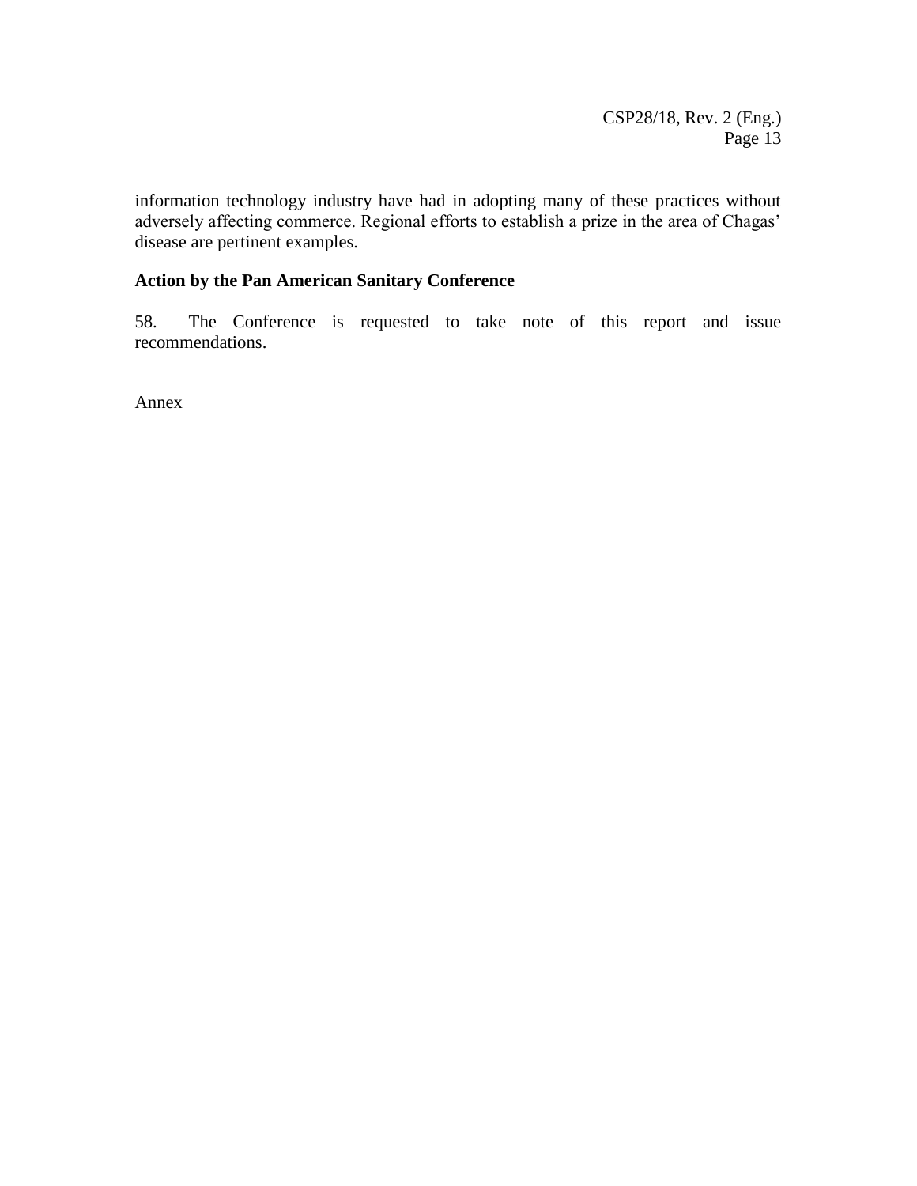information technology industry have had in adopting many of these practices without adversely affecting commerce. Regional efforts to establish a prize in the area of Chagas' disease are pertinent examples.

**Action by the Pan American Sanitary Conference**

58. The Conference is requested to take note of this report and issue recommendations.

Annex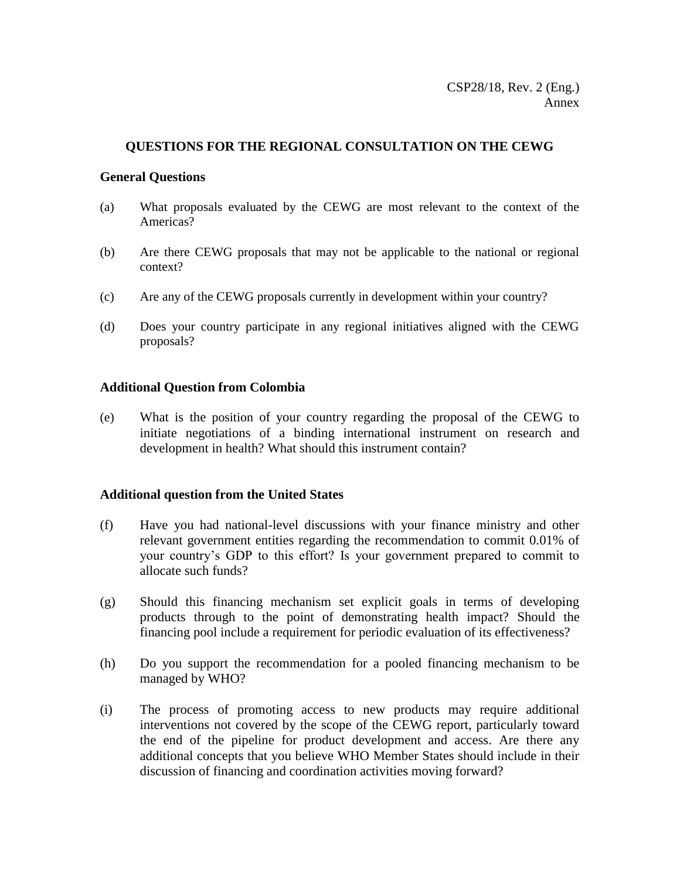CSP28/18, Rev. 2 (Eng.)
Annex

## QUESTIONS FOR THE REGIONAL CONSULTATION ON THE CEWG

### General Questions

(a) What proposals evaluated by the CEWG are most relevant to the context of the Americas?

(b) Are there CEWG proposals that may not be applicable to the national or regional context?

(c) Are any of the CEWG proposals currently in development within your country?

(d) Does your country participate in any regional initiatives aligned with the CEWG proposals?

### Additional Question from Colombia

(e) What is the position of your country regarding the proposal of the CEWG to initiate negotiations of a binding international instrument on research and development in health? What should this instrument contain?

### Additional question from the United States

(f) Have you had national-level discussions with your finance ministry and other relevant government entities regarding the recommendation to commit 0.01% of your country's GDP to this effort? Is your government prepared to commit to allocate such funds?

(g) Should this financing mechanism set explicit goals in terms of developing products through to the point of demonstrating health impact? Should the financing pool include a requirement for periodic evaluation of its effectiveness?

(h) Do you support the recommendation for a pooled financing mechanism to be managed by WHO?

(i) The process of promoting access to new products may require additional interventions not covered by the scope of the CEWG report, particularly toward the end of the pipeline for product development and access. Are there any additional concepts that you believe WHO Member States should include in their discussion of financing and coordination activities moving forward?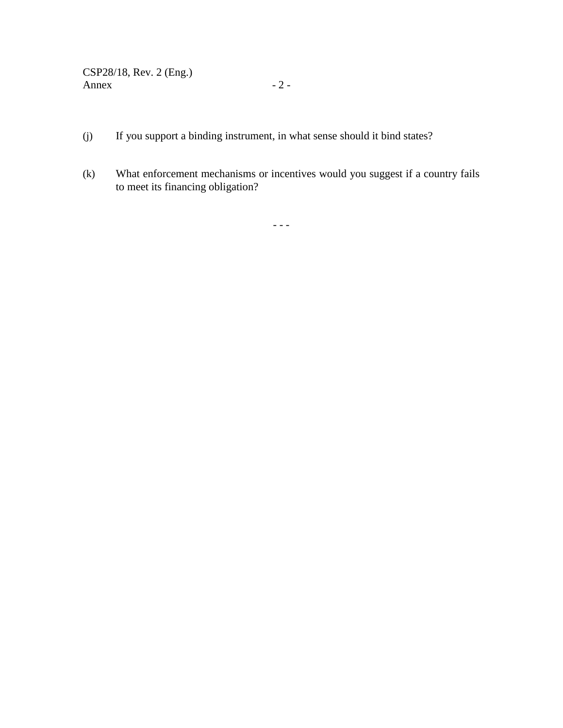(j) If you support a binding instrument, in what sense should it bind states?

(k) What enforcement mechanisms or incentives would you suggest if a country fails to meet its financing obligation?

- - -